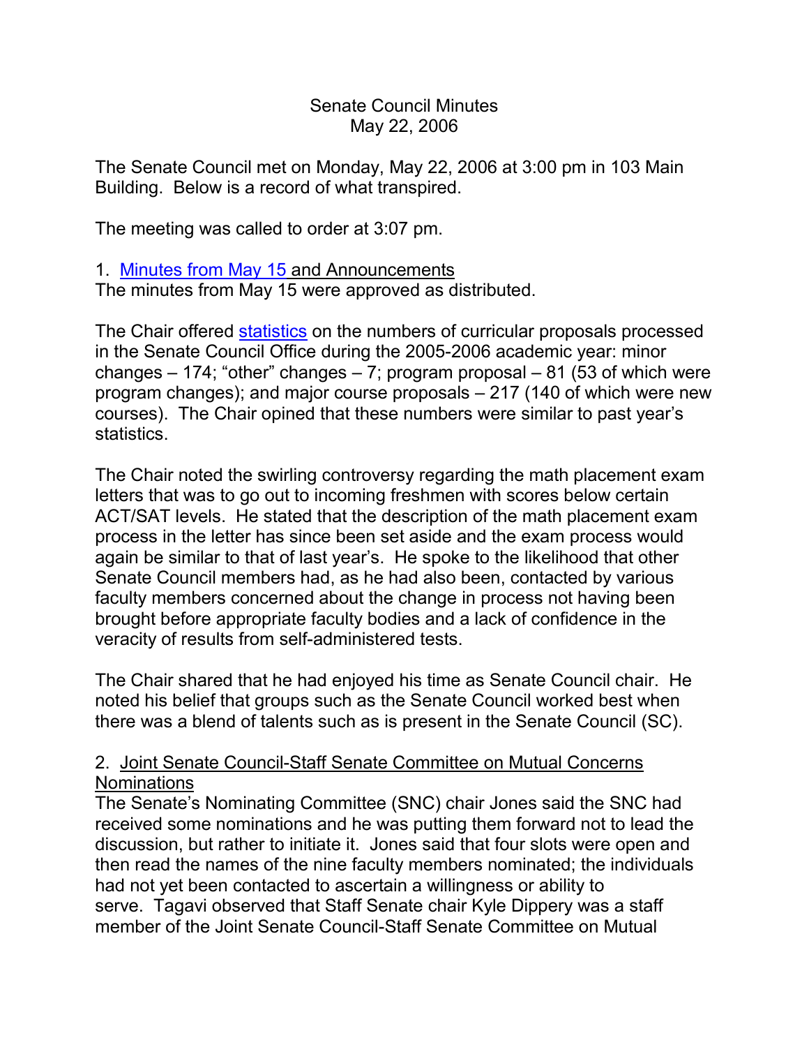Senate Council Minutes
May 22, 2006

The Senate Council met on Monday, May 22, 2006 at 3:00 pm in 103 Main Building. Below is a record of what transpired.

The meeting was called to order at 3:07 pm.

1. Minutes from May 15 and Announcements

The minutes from May 15 were approved as distributed.

The Chair offered statistics on the numbers of curricular proposals processed in the Senate Council Office during the 2005-2006 academic year: minor changes – 174; "other" changes – 7; program proposal – 81 (53 of which were program changes); and major course proposals – 217 (140 of which were new courses). The Chair opined that these numbers were similar to past year's statistics.

The Chair noted the swirling controversy regarding the math placement exam letters that was to go out to incoming freshmen with scores below certain ACT/SAT levels. He stated that the description of the math placement exam process in the letter has since been set aside and the exam process would again be similar to that of last year's. He spoke to the likelihood that other Senate Council members had, as he had also been, contacted by various faculty members concerned about the change in process not having been brought before appropriate faculty bodies and a lack of confidence in the veracity of results from self-administered tests.

The Chair shared that he had enjoyed his time as Senate Council chair. He noted his belief that groups such as the Senate Council worked best when there was a blend of talents such as is present in the Senate Council (SC).

2. Joint Senate Council-Staff Senate Committee on Mutual Concerns Nominations

The Senate's Nominating Committee (SNC) chair Jones said the SNC had received some nominations and he was putting them forward not to lead the discussion, but rather to initiate it. Jones said that four slots were open and then read the names of the nine faculty members nominated; the individuals had not yet been contacted to ascertain a willingness or ability to serve. Tagavi observed that Staff Senate chair Kyle Dippery was a staff member of the Joint Senate Council-Staff Senate Committee on Mutual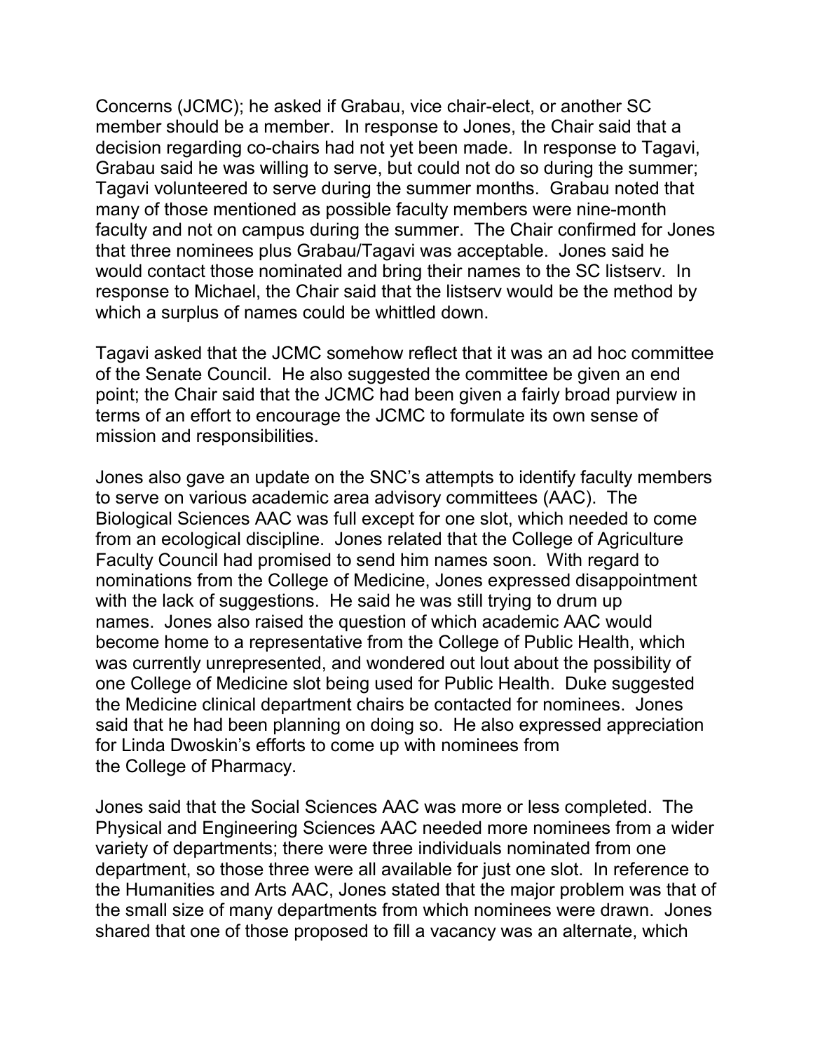Concerns (JCMC); he asked if Grabau, vice chair-elect, or another SC member should be a member. In response to Jones, the Chair said that a decision regarding co-chairs had not yet been made. In response to Tagavi, Grabau said he was willing to serve, but could not do so during the summer; Tagavi volunteered to serve during the summer months. Grabau noted that many of those mentioned as possible faculty members were nine-month faculty and not on campus during the summer. The Chair confirmed for Jones that three nominees plus Grabau/Tagavi was acceptable. Jones said he would contact those nominated and bring their names to the SC listserv. In response to Michael, the Chair said that the listserv would be the method by which a surplus of names could be whittled down.

Tagavi asked that the JCMC somehow reflect that it was an ad hoc committee of the Senate Council. He also suggested the committee be given an end point; the Chair said that the JCMC had been given a fairly broad purview in terms of an effort to encourage the JCMC to formulate its own sense of mission and responsibilities.

Jones also gave an update on the SNC's attempts to identify faculty members to serve on various academic area advisory committees (AAC). The Biological Sciences AAC was full except for one slot, which needed to come from an ecological discipline. Jones related that the College of Agriculture Faculty Council had promised to send him names soon. With regard to nominations from the College of Medicine, Jones expressed disappointment with the lack of suggestions. He said he was still trying to drum up names. Jones also raised the question of which academic AAC would become home to a representative from the College of Public Health, which was currently unrepresented, and wondered out lout about the possibility of one College of Medicine slot being used for Public Health. Duke suggested the Medicine clinical department chairs be contacted for nominees. Jones said that he had been planning on doing so. He also expressed appreciation for Linda Dwoskin's efforts to come up with nominees from the College of Pharmacy.

Jones said that the Social Sciences AAC was more or less completed. The Physical and Engineering Sciences AAC needed more nominees from a wider variety of departments; there were three individuals nominated from one department, so those three were all available for just one slot. In reference to the Humanities and Arts AAC, Jones stated that the major problem was that of the small size of many departments from which nominees were drawn. Jones shared that one of those proposed to fill a vacancy was an alternate, which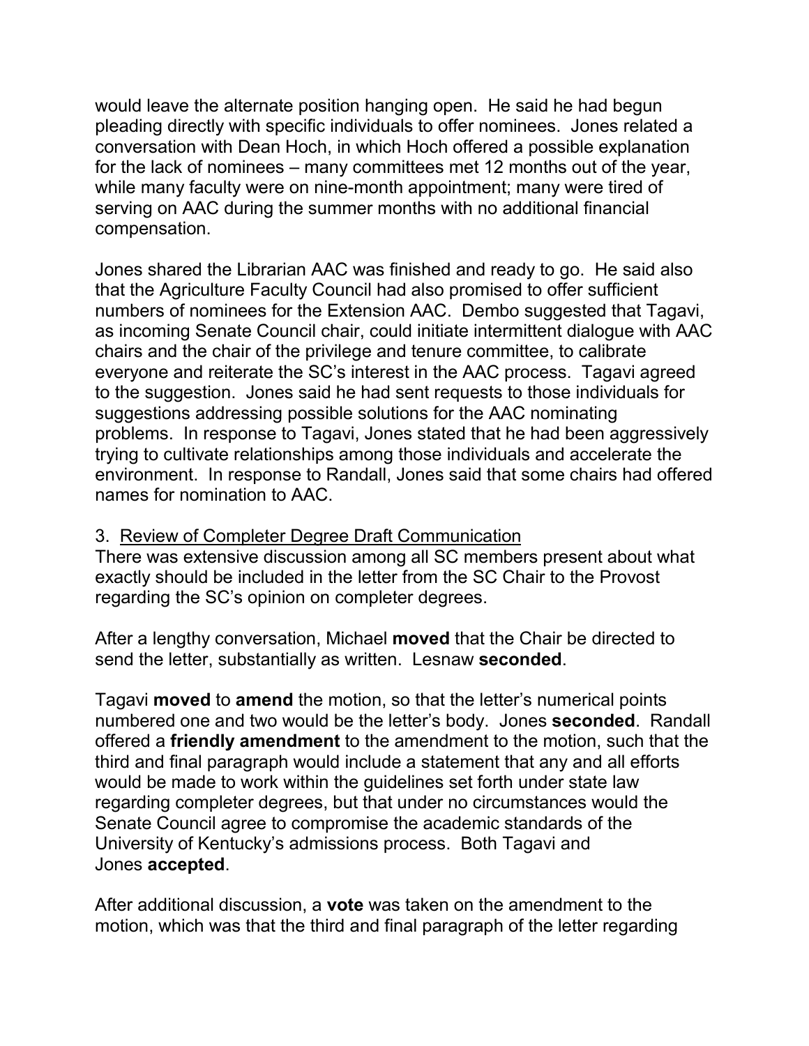would leave the alternate position hanging open. He said he had begun pleading directly with specific individuals to offer nominees. Jones related a conversation with Dean Hoch, in which Hoch offered a possible explanation for the lack of nominees – many committees met 12 months out of the year, while many faculty were on nine-month appointment; many were tired of serving on AAC during the summer months with no additional financial compensation.

Jones shared the Librarian AAC was finished and ready to go. He said also that the Agriculture Faculty Council had also promised to offer sufficient numbers of nominees for the Extension AAC. Dembo suggested that Tagavi, as incoming Senate Council chair, could initiate intermittent dialogue with AAC chairs and the chair of the privilege and tenure committee, to calibrate everyone and reiterate the SC's interest in the AAC process. Tagavi agreed to the suggestion. Jones said he had sent requests to those individuals for suggestions addressing possible solutions for the AAC nominating problems. In response to Tagavi, Jones stated that he had been aggressively trying to cultivate relationships among those individuals and accelerate the environment. In response to Randall, Jones said that some chairs had offered names for nomination to AAC.

3. Review of Completer Degree Draft Communication

There was extensive discussion among all SC members present about what exactly should be included in the letter from the SC Chair to the Provost regarding the SC's opinion on completer degrees.

After a lengthy conversation, Michael **moved** that the Chair be directed to send the letter, substantially as written. Lesnaw **seconded**.

Tagavi **moved** to **amend** the motion, so that the letter's numerical points numbered one and two would be the letter's body. Jones **seconded**. Randall offered a **friendly amendment** to the amendment to the motion, such that the third and final paragraph would include a statement that any and all efforts would be made to work within the guidelines set forth under state law regarding completer degrees, but that under no circumstances would the Senate Council agree to compromise the academic standards of the University of Kentucky's admissions process. Both Tagavi and Jones **accepted**.

After additional discussion, a **vote** was taken on the amendment to the motion, which was that the third and final paragraph of the letter regarding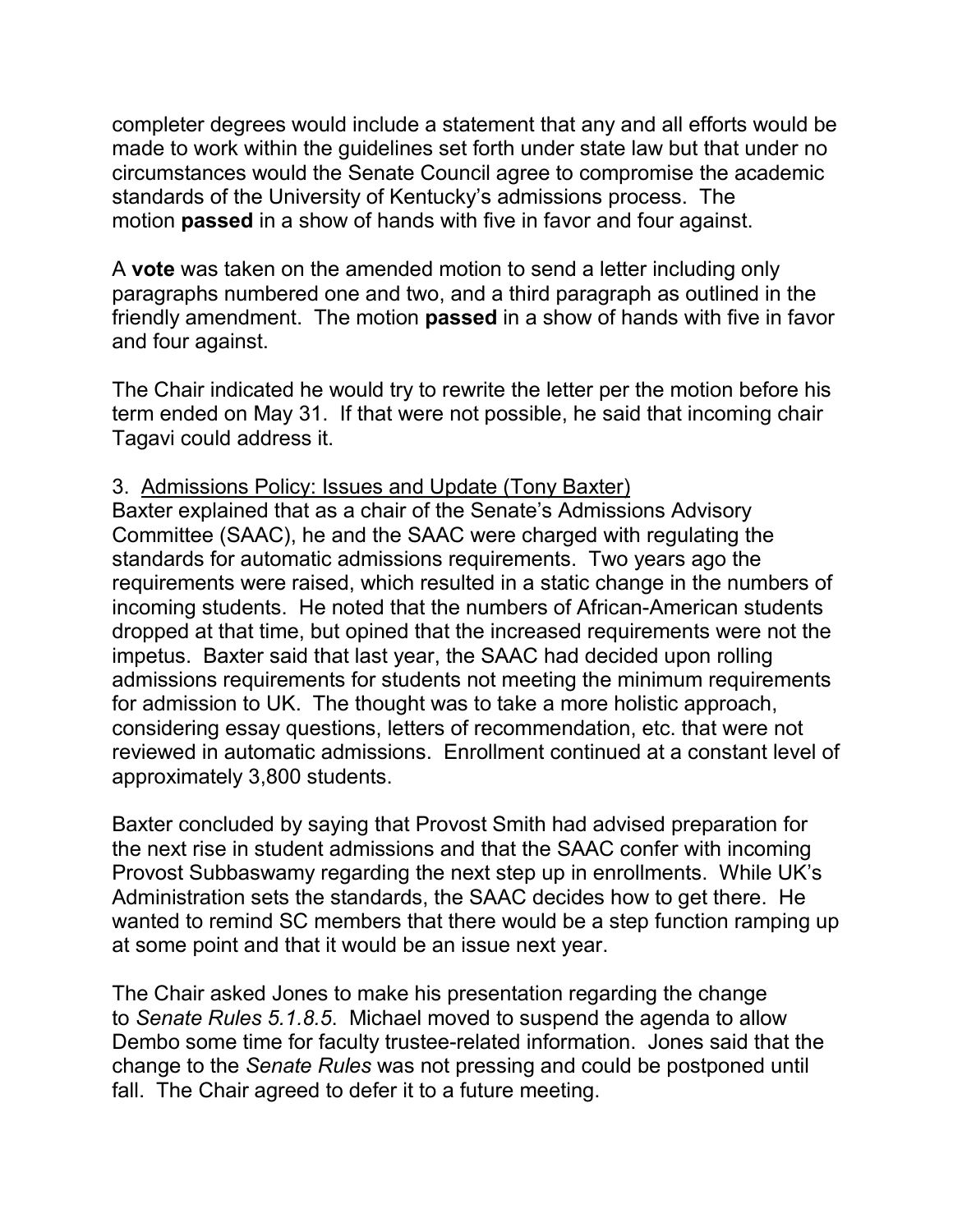completer degrees would include a statement that any and all efforts would be made to work within the guidelines set forth under state law but that under no circumstances would the Senate Council agree to compromise the academic standards of the University of Kentucky's admissions process. The motion **passed** in a show of hands with five in favor and four against.

A **vote** was taken on the amended motion to send a letter including only paragraphs numbered one and two, and a third paragraph as outlined in the friendly amendment. The motion **passed** in a show of hands with five in favor and four against.

The Chair indicated he would try to rewrite the letter per the motion before his term ended on May 31. If that were not possible, he said that incoming chair Tagavi could address it.

3. Admissions Policy: Issues and Update (Tony Baxter)

Baxter explained that as a chair of the Senate's Admissions Advisory Committee (SAAC), he and the SAAC were charged with regulating the standards for automatic admissions requirements. Two years ago the requirements were raised, which resulted in a static change in the numbers of incoming students. He noted that the numbers of African-American students dropped at that time, but opined that the increased requirements were not the impetus. Baxter said that last year, the SAAC had decided upon rolling admissions requirements for students not meeting the minimum requirements for admission to UK. The thought was to take a more holistic approach, considering essay questions, letters of recommendation, etc. that were not reviewed in automatic admissions. Enrollment continued at a constant level of approximately 3,800 students.

Baxter concluded by saying that Provost Smith had advised preparation for the next rise in student admissions and that the SAAC confer with incoming Provost Subbaswamy regarding the next step up in enrollments. While UK's Administration sets the standards, the SAAC decides how to get there. He wanted to remind SC members that there would be a step function ramping up at some point and that it would be an issue next year.

The Chair asked Jones to make his presentation regarding the change to *Senate Rules 5.1.8.5*. Michael moved to suspend the agenda to allow Dembo some time for faculty trustee-related information. Jones said that the change to the *Senate Rules* was not pressing and could be postponed until fall. The Chair agreed to defer it to a future meeting.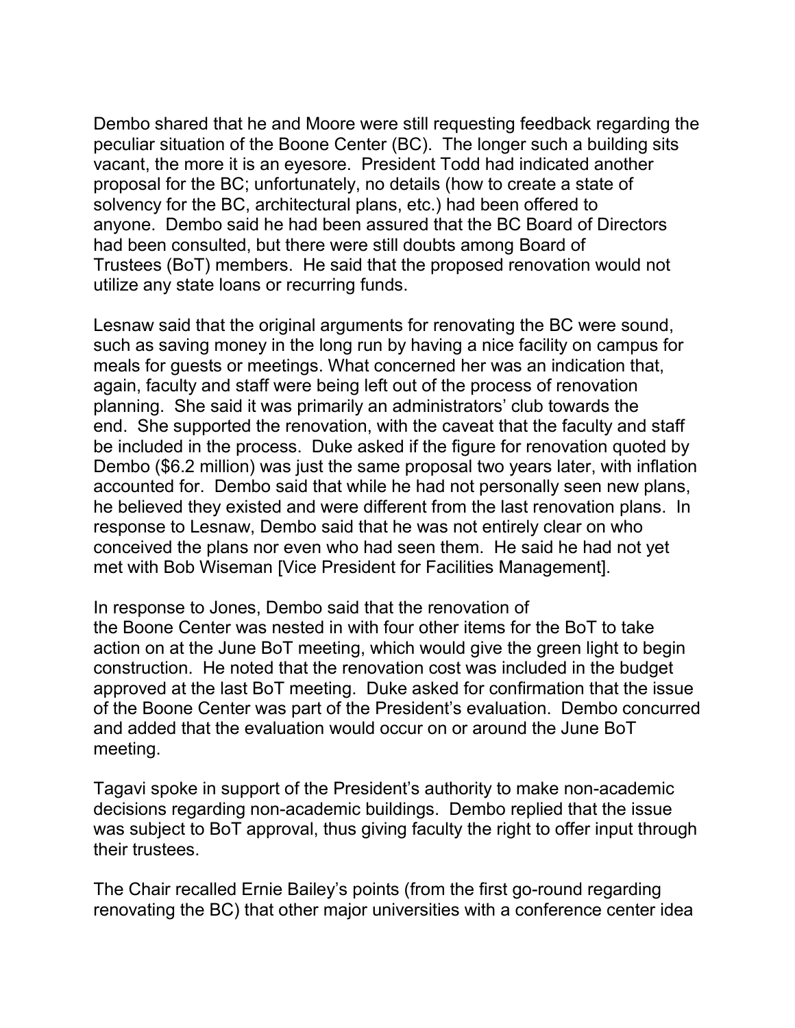Dembo shared that he and Moore were still requesting feedback regarding the peculiar situation of the Boone Center (BC). The longer such a building sits vacant, the more it is an eyesore. President Todd had indicated another proposal for the BC; unfortunately, no details (how to create a state of solvency for the BC, architectural plans, etc.) had been offered to anyone. Dembo said he had been assured that the BC Board of Directors had been consulted, but there were still doubts among Board of Trustees (BoT) members. He said that the proposed renovation would not utilize any state loans or recurring funds.

Lesnaw said that the original arguments for renovating the BC were sound, such as saving money in the long run by having a nice facility on campus for meals for guests or meetings. What concerned her was an indication that, again, faculty and staff were being left out of the process of renovation planning. She said it was primarily an administrators' club towards the end. She supported the renovation, with the caveat that the faculty and staff be included in the process. Duke asked if the figure for renovation quoted by Dembo ($6.2 million) was just the same proposal two years later, with inflation accounted for. Dembo said that while he had not personally seen new plans, he believed they existed and were different from the last renovation plans. In response to Lesnaw, Dembo said that he was not entirely clear on who conceived the plans nor even who had seen them. He said he had not yet met with Bob Wiseman [Vice President for Facilities Management].

In response to Jones, Dembo said that the renovation of the Boone Center was nested in with four other items for the BoT to take action on at the June BoT meeting, which would give the green light to begin construction. He noted that the renovation cost was included in the budget approved at the last BoT meeting. Duke asked for confirmation that the issue of the Boone Center was part of the President's evaluation. Dembo concurred and added that the evaluation would occur on or around the June BoT meeting.

Tagavi spoke in support of the President's authority to make non-academic decisions regarding non-academic buildings. Dembo replied that the issue was subject to BoT approval, thus giving faculty the right to offer input through their trustees.

The Chair recalled Ernie Bailey's points (from the first go-round regarding renovating the BC) that other major universities with a conference center idea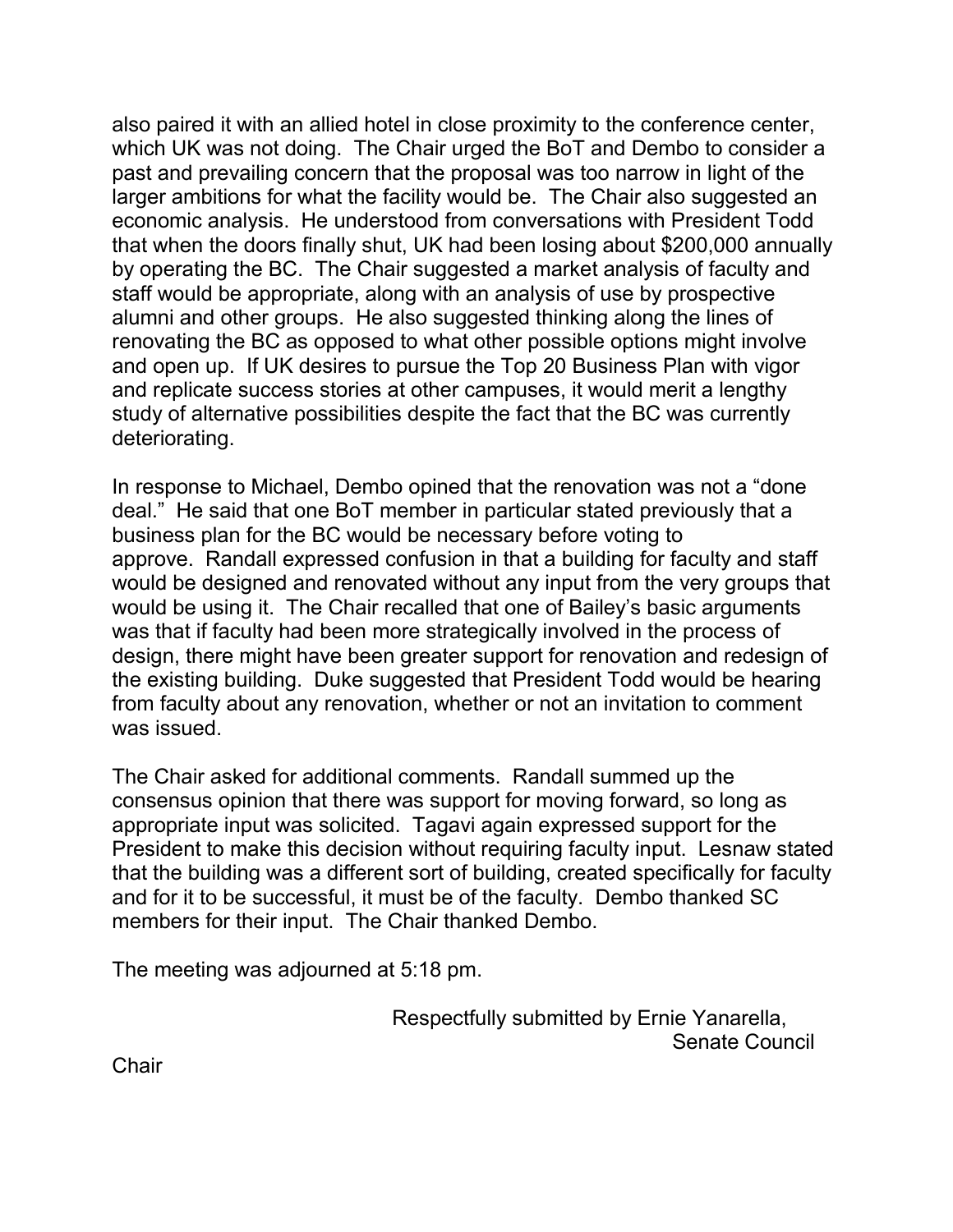also paired it with an allied hotel in close proximity to the conference center, which UK was not doing. The Chair urged the BoT and Dembo to consider a past and prevailing concern that the proposal was too narrow in light of the larger ambitions for what the facility would be. The Chair also suggested an economic analysis. He understood from conversations with President Todd that when the doors finally shut, UK had been losing about $200,000 annually by operating the BC. The Chair suggested a market analysis of faculty and staff would be appropriate, along with an analysis of use by prospective alumni and other groups. He also suggested thinking along the lines of renovating the BC as opposed to what other possible options might involve and open up. If UK desires to pursue the Top 20 Business Plan with vigor and replicate success stories at other campuses, it would merit a lengthy study of alternative possibilities despite the fact that the BC was currently deteriorating.

In response to Michael, Dembo opined that the renovation was not a "done deal." He said that one BoT member in particular stated previously that a business plan for the BC would be necessary before voting to approve. Randall expressed confusion in that a building for faculty and staff would be designed and renovated without any input from the very groups that would be using it. The Chair recalled that one of Bailey's basic arguments was that if faculty had been more strategically involved in the process of design, there might have been greater support for renovation and redesign of the existing building. Duke suggested that President Todd would be hearing from faculty about any renovation, whether or not an invitation to comment was issued.

The Chair asked for additional comments. Randall summed up the consensus opinion that there was support for moving forward, so long as appropriate input was solicited. Tagavi again expressed support for the President to make this decision without requiring faculty input. Lesnaw stated that the building was a different sort of building, created specifically for faculty and for it to be successful, it must be of the faculty. Dembo thanked SC members for their input. The Chair thanked Dembo.

The meeting was adjourned at 5:18 pm.

Respectfully submitted by Ernie Yanarella,
Senate Council Chair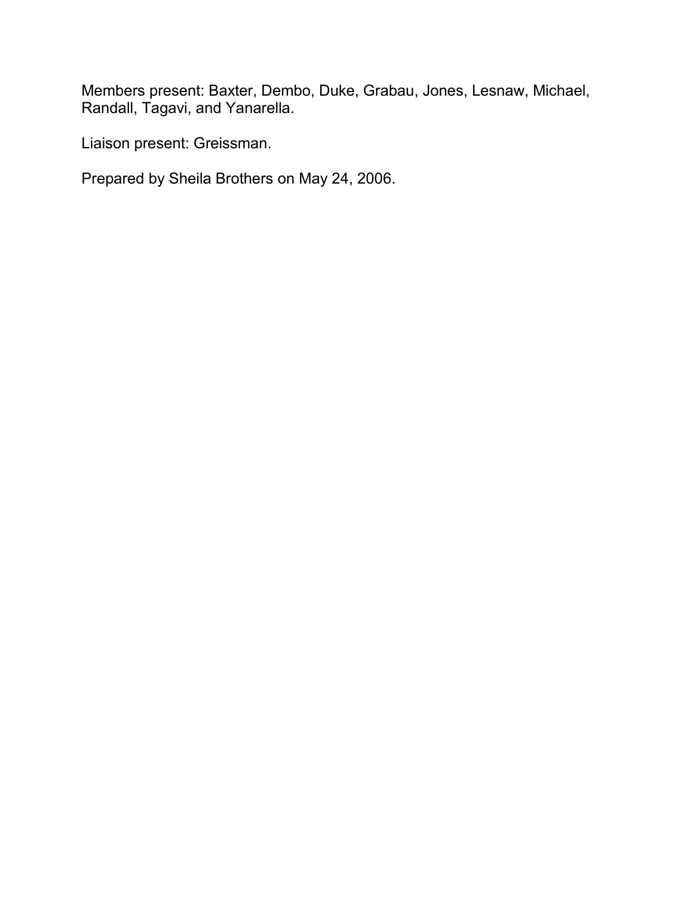Members present: Baxter, Dembo, Duke, Grabau, Jones, Lesnaw, Michael, Randall, Tagavi, and Yanarella.

Liaison present: Greissman.

Prepared by Sheila Brothers on May 24, 2006.